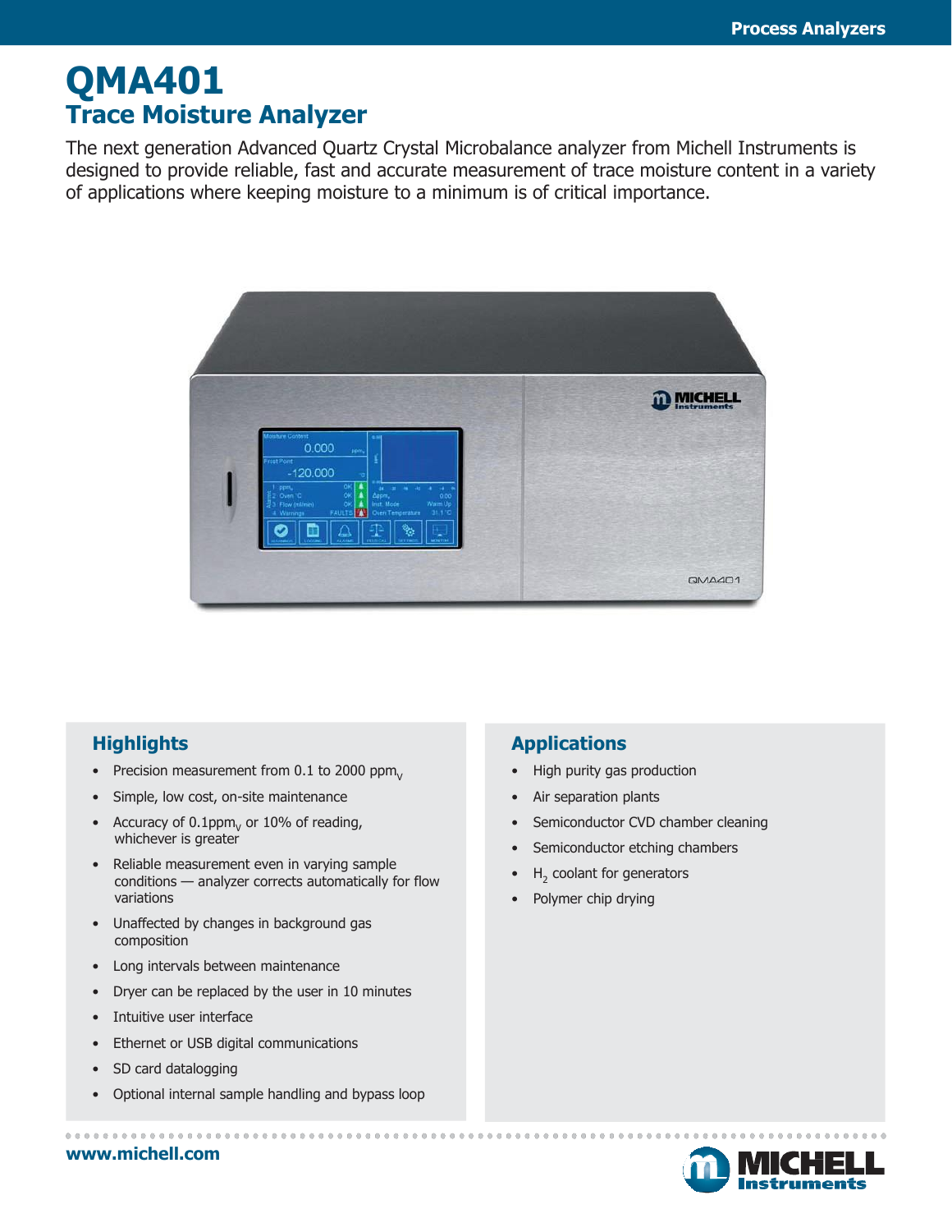# QMA401

## Trace Moisture Analyzer

The next generation Advanced Quartz Crystal Microbalance analyzer from Michell Instruments is designed to provide reliable, fast and accurate measurement of trace moisture content in a variety of applications where keeping moisture to a minimum is of critical importance.

### Highlights

- Precision measurement from 0.1 to 2000 $ppm_V$
- Simple, low cost, on-site maintenance
- Accuracy of 0.1$ppm_V$ or 10% of reading, whichever is greater
- Reliable measurement even in varying sample conditions — analyzer corrects automatically for flow variations
- Unaffected by changes in background gas composition
- Long intervals between maintenance
- Dryer can be replaced by the user in 10 minutes
- Intuitive user interface
- Ethernet or USB digital communications
- SD card datalogging
- Optional internal sample handling and bypass loop

### Applications

- High purity gas production
- Air separation plants
- Semiconductor CVD chamber cleaning
- Semiconductor etching chambers
- $H_2$ coolant for generators
- Polymer chip drying

www.michell.com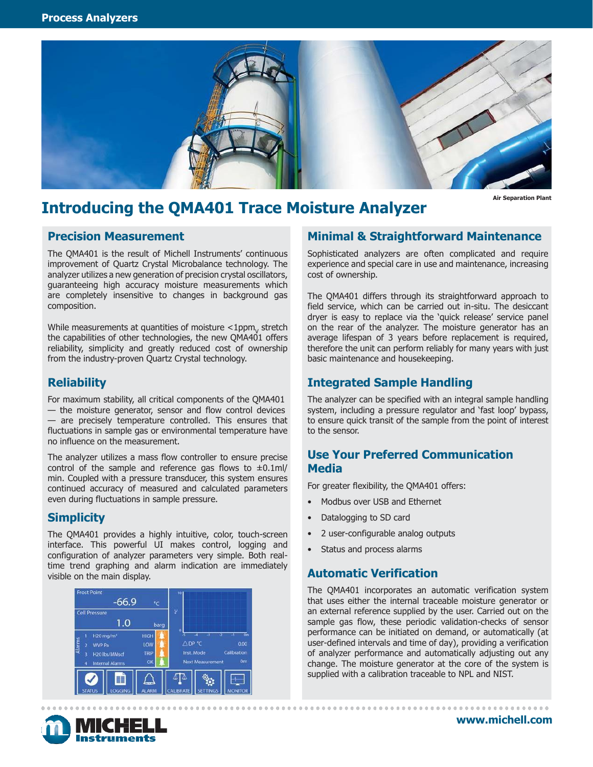Air Separation Plant

# Introducing the QMA401 Trace Moisture Analyzer

## Precision Measurement

The QMA401 is the result of Michell Instruments' continuous improvement of Quartz Crystal Microbalance technology. The analyzer utilizes a new generation of precision crystal oscillators, guaranteeing high accuracy moisture measurements which are completely insensitive to changes in background gas composition.

While measurements at quantities of moisture <1ppm$_V$ stretch the capabilities of other technologies, the new QMA401 offers reliability, simplicity and greatly reduced cost of ownership from the industry-proven Quartz Crystal technology.

## Reliability

For maximum stability, all critical components of the QMA401 — the moisture generator, sensor and flow control devices — are precisely temperature controlled. This ensures that fluctuations in sample gas or environmental temperature have no influence on the measurement.

The analyzer utilizes a mass flow controller to ensure precise control of the sample and reference gas flows to ±0.1ml/min. Coupled with a pressure transducer, this system ensures continued accuracy of measured and calculated parameters even during fluctuations in sample pressure.

## Simplicity

The QMA401 provides a highly intuitive, color, touch-screen interface. This powerful UI makes control, logging and configuration of analyzer parameters very simple. Both real-time trend graphing and alarm indication are immediately visible on the main display.

## Minimal & Straightforward Maintenance

Sophisticated analyzers are often complicated and require experience and special care in use and maintenance, increasing cost of ownership.

The QMA401 differs through its straightforward approach to field service, which can be carried out in-situ. The desiccant dryer is easy to replace via the 'quick release' service panel on the rear of the analyzer. The moisture generator has an average lifespan of 3 years before replacement is required, therefore the unit can perform reliably for many years with just basic maintenance and housekeeping.

## Integrated Sample Handling

The analyzer can be specified with an integral sample handling system, including a pressure regulator and 'fast loop' bypass, to ensure quick transit of the sample from the point of interest to the sensor.

## Use Your Preferred Communication Media

For greater flexibility, the QMA401 offers:

- Modbus over USB and Ethernet
- Datalogging to SD card
- 2 user-configurable analog outputs
- Status and process alarms

## Automatic Verification

The QMA401 incorporates an automatic verification system that uses either the internal traceable moisture generator or an external reference supplied by the user. Carried out on the sample gas flow, these periodic validation-checks of sensor performance can be initiated on demand, or automatically (at user-defined intervals and time of day), providing a verification of analyzer performance and automatically adjusting out any change. The moisture generator at the core of the system is supplied with a calibration traceable to NPL and NIST.

www.michell.com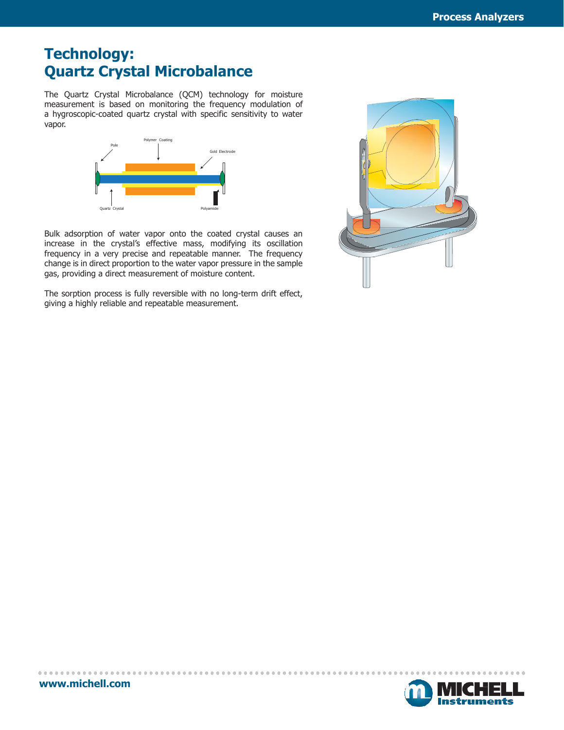# Technology: Quartz Crystal Microbalance

The Quartz Crystal Microbalance (QCM) technology for moisture measurement is based on monitoring the frequency modulation of a hygroscopic-coated quartz crystal with specific sensitivity to water vapor.

Pole

Polymer Coating

Gold Electrode

Quartz Crystal

Polyamide

Bulk adsorption of water vapor onto the coated crystal causes an increase in the crystal's effective mass, modifying its oscillation frequency in a very precise and repeatable manner. The frequency change is in direct proportion to the water vapor pressure in the sample gas, providing a direct measurement of moisture content.

The sorption process is fully reversible with no long-term drift effect, giving a highly reliable and repeatable measurement.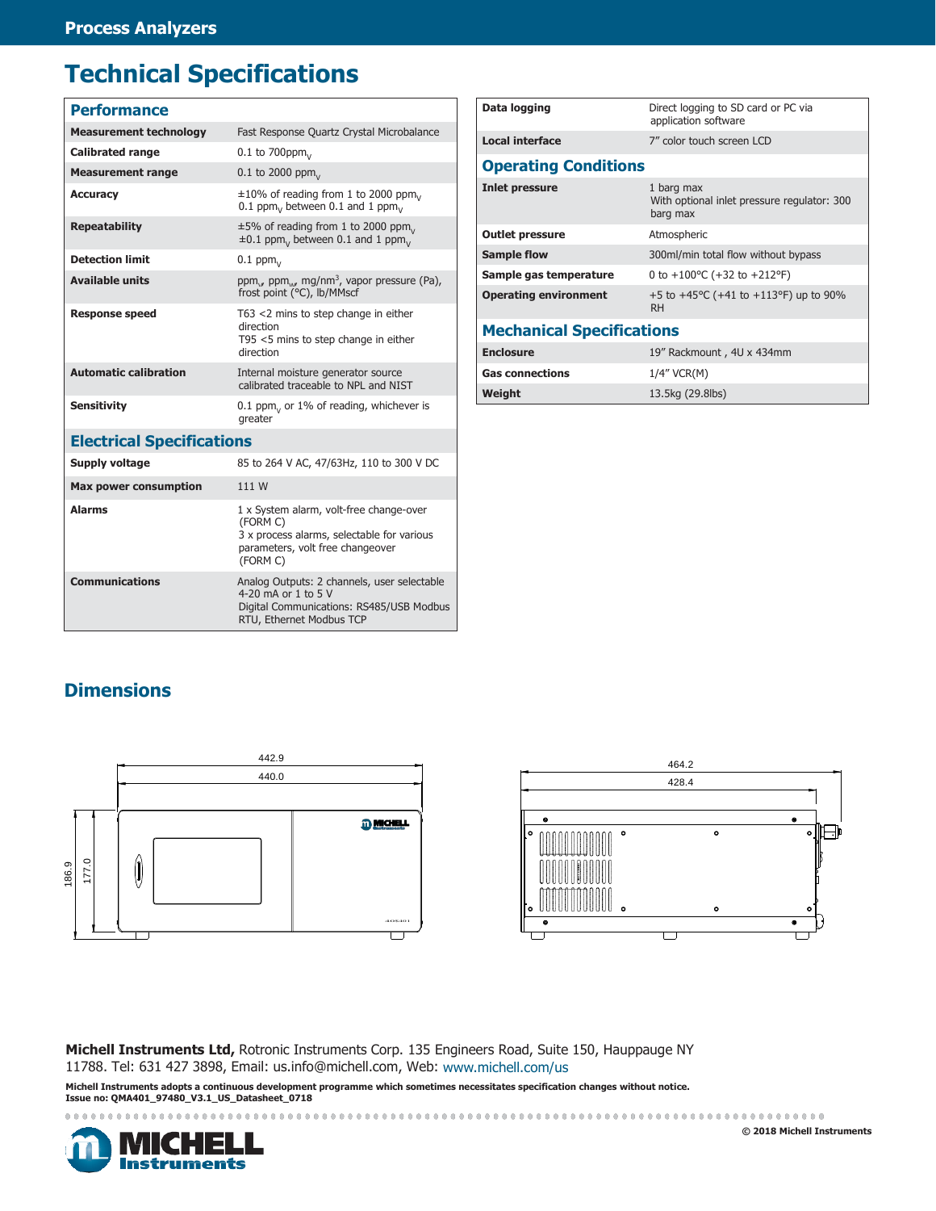# Technical Specifications

| Performance | |
|---|---|
| **Measurement technology** | Fast Response Quartz Crystal Microbalance |
| **Calibrated range** | 0.1 to 700ppm$_V$ |
| **Measurement range** | 0.1 to 2000 ppm$_V$ |
| **Accuracy** | ±10% of reading from 1 to 2000 ppm$_V$<br>0.1 ppm$_V$ between 0.1 and 1 ppm$_V$ |
| **Repeatability** | ±5% of reading from 1 to 2000 ppm$_V$<br>±0.1 ppm$_V$ between 0.1 and 1 ppm$_V$ |
| **Detection limit** | 0.1 ppm$_V$ |
| **Available units** | ppm$_V$, ppm$_W$, mg/nm$^3$, vapor pressure (Pa), frost point (°C), lb/MMscf |
| **Response speed** | T63 <2 mins to step change in either direction<br>T95 <5 mins to step change in either direction |
| **Automatic calibration** | Internal moisture generator source calibrated traceable to NPL and NIST |
| **Sensitivity** | 0.1 ppm$_V$ or 1% of reading, whichever is greater |

| Electrical Specifications | |
|---|---|
| **Supply voltage** | 85 to 264 V AC, 47/63Hz, 110 to 300 V DC |
| **Max power consumption** | 111 W |
| **Alarms** | 1 x System alarm, volt-free change-over (FORM C)<br>3 x process alarms, selectable for various parameters, volt free changeover (FORM C) |
| **Communications** | Analog Outputs: 2 channels, user selectable 4-20 mA or 1 to 5 V<br>Digital Communications: RS485/USB Modbus RTU, Ethernet Modbus TCP |
| **Data logging** | Direct logging to SD card or PC via application software |
| **Local interface** | 7” color touch screen LCD |

| Operating Conditions | |
|---|---|
| **Inlet pressure** | 1 barg max<br>With optional inlet pressure regulator: 300 barg max |
| **Outlet pressure** | Atmospheric |
| **Sample flow** | 300ml/min total flow without bypass |
| **Sample gas temperature** | 0 to +100°C (+32 to +212°F) |
| **Operating environment** | +5 to +45°C (+41 to +113°F) up to 90% RH |

| Mechanical Specifications | |
|---|---|
| **Enclosure** | 19” Rackmount , 4U x 434mm |
| **Gas connections** | 1/4” VCR(M) |
| **Weight** | 13.5kg (29.8lbs) |

## Dimensions

442.9
440.0
186.9
177.0

464.2
428.4

**Michell Instruments Ltd,** Rotronic Instruments Corp. 135 Engineers Road, Suite 150, Hauppauge NY 11788. Tel: 631 427 3898, Email: us.info@michell.com, Web: www.michell.com/us

**Michell Instruments adopts a continuous development programme which sometimes necessitates specification changes without notice.**
**Issue no: QMA401_97480_V3.1_US_Datasheet_0718**

**© 2018 Michell Instruments**